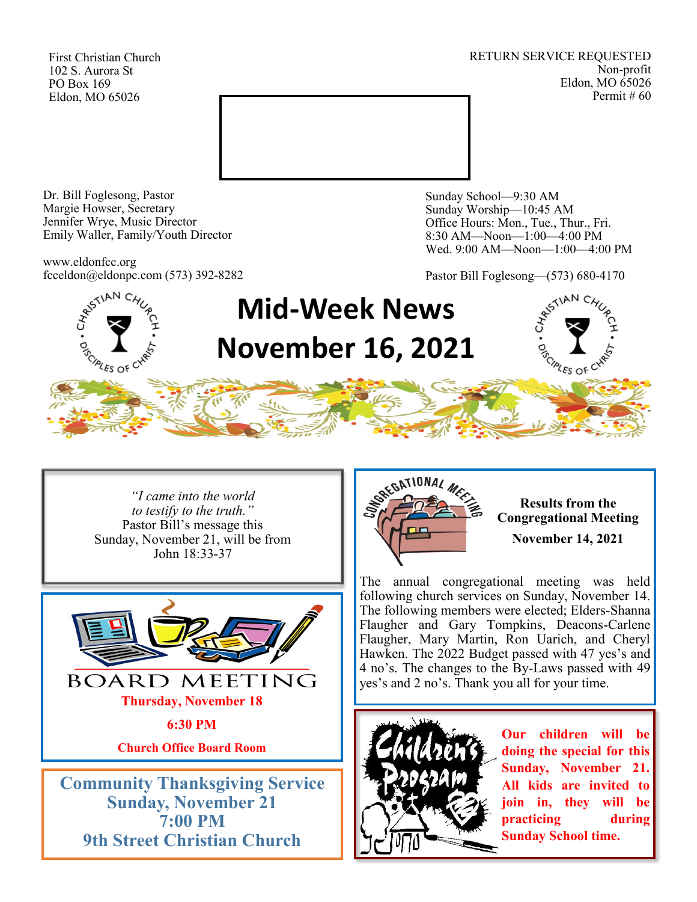First Christian Church
102 S. Aurora St
PO Box 169
Eldon, MO 65026

RETURN SERVICE REQUESTED
Non-profit
Eldon, MO 65026
Permit # 60

Dr. Bill Foglesong, Pastor
Margie Howser, Secretary
Jennifer Wrye, Music Director
Emily Waller, Family/Youth Director

www.eldonfcc.org
fcceldon@eldonpc.com (573) 392-8282

Sunday School—9:30 AM
Sunday Worship—10:45 AM
Office Hours: Mon., Tue., Thur., Fri.
8:30 AM—Noon—1:00—4:00 PM
Wed. 9:00 AM—Noon—1:00—4:00 PM

Pastor Bill Foglesong—(573) 680-4170

# Mid-Week News
# November 16, 2021

*"I came into the world to testify to the truth."*
Pastor Bill's message this Sunday, November 21, will be from John 18:33-37

## BOARD MEETING

**Thursday, November 18**

**6:30 PM**

**Church Office Board Room**

## Community Thanksgiving Service
**Sunday, November 21**
**7:00 PM**
**9th Street Christian Church**

## Results from the Congregational Meeting
**November 14, 2021**

The annual congregational meeting was held following church services on Sunday, November 14. The following members were elected; Elders-Shanna Flaugher and Gary Tompkins, Deacons-Carlene Flaugher, Mary Martin, Ron Uarich, and Cheryl Hawken. The 2022 Budget passed with 47 yes's and 4 no's. The changes to the By-Laws passed with 49 yes's and 2 no's. Thank you all for your time.

## Children's Program

**Our children will be doing the special for this Sunday, November 21. All kids are invited to join in, they will be practicing during Sunday School time.**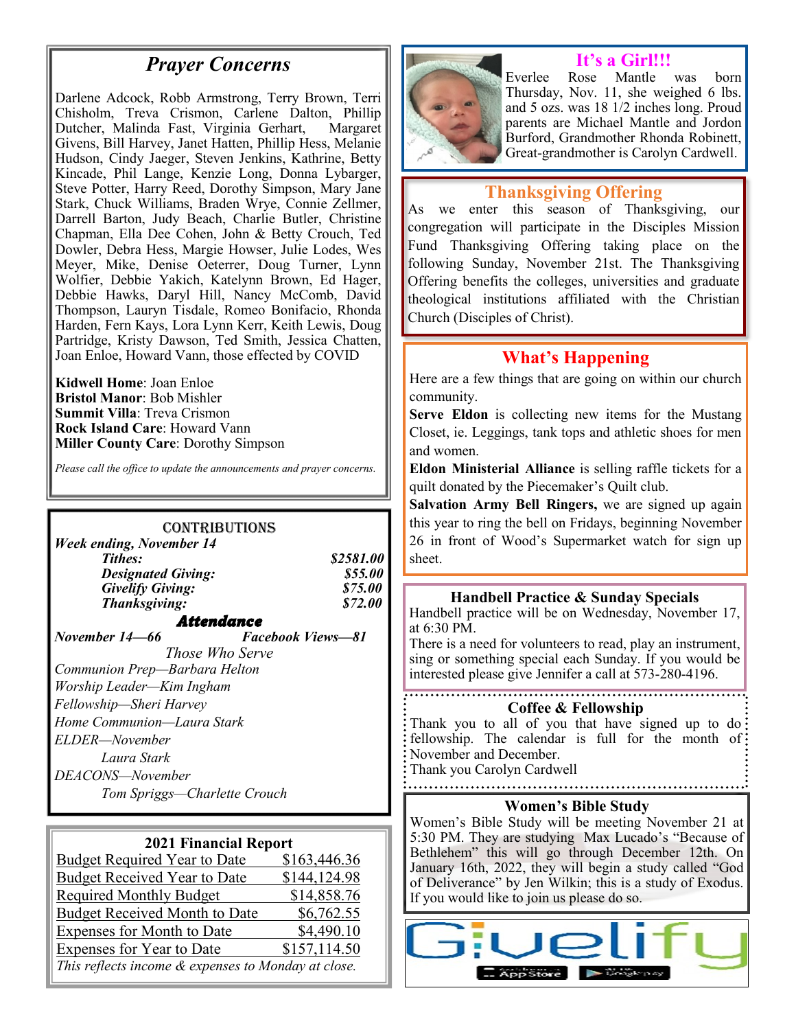## Prayer Concerns

Darlene Adcock, Robb Armstrong, Terry Brown, Terri Chisholm, Treva Crismon, Carlene Dalton, Phillip Dutcher, Malinda Fast, Virginia Gerhart, Margaret Givens, Bill Harvey, Janet Hatten, Phillip Hess, Melanie Hudson, Cindy Jaeger, Steven Jenkins, Kathrine, Betty Kincade, Phil Lange, Kenzie Long, Donna Lybarger, Steve Potter, Harry Reed, Dorothy Simpson, Mary Jane Stark, Chuck Williams, Braden Wrye, Connie Zellmer, Darrell Barton, Judy Beach, Charlie Butler, Christine Chapman, Ella Dee Cohen, John & Betty Crouch, Ted Dowler, Debra Hess, Margie Howser, Julie Lodes, Wes Meyer, Mike, Denise Oeterrer, Doug Turner, Lynn Wolfier, Debbie Yakich, Katelynn Brown, Ed Hager, Debbie Hawks, Daryl Hill, Nancy McComb, David Thompson, Lauryn Tisdale, Romeo Bonifacio, Rhonda Harden, Fern Kays, Lora Lynn Kerr, Keith Lewis, Doug Partridge, Kristy Dawson, Ted Smith, Jessica Chatten, Joan Enloe, Howard Vann, those effected by COVID

**Kidwell Home**: Joan Enloe
**Bristol Manor**: Bob Mishler
**Summit Villa**: Treva Crismon
**Rock Island Care**: Howard Vann
**Miller County Care**: Dorothy Simpson

*Please call the office to update the announcements and prayer concerns.*

### CONTRIBUTIONS

***Week ending, November 14***

| | |
|---|---|
| ***Tithes:*** | ***$2581.00*** |
| ***Designated Giving:*** | ***$55.00*** |
| ***Givelify Giving:*** | ***$75.00*** |
| ***Thanksgiving:*** | ***$72.00*** |

***Attendance***

***November 14—66*** ***Facebook Views—81***

*Those Who Serve*

*Communion Prep—Barbara Helton*
*Worship Leader—Kim Ingham*
*Fellowship—Sheri Harvey*
*Home Communion—Laura Stark*
*ELDER—November*
*Laura Stark*
*DEACONS—November*
*Tom Spriggs—Charlette Crouch*

### 2021 Financial Report

| | |
|---|---|
| Budget Required Year to Date | $163,446.36 |
| Budget Received Year to Date | $144,124.98 |
| Required Monthly Budget | $14,858.76 |
| Budget Received Month to Date | $6,762.55 |
| Expenses for Month to Date | $4,490.10 |
| Expenses for Year to Date | $157,114.50 |

*This reflects income & expenses to Monday at close.*

## It's a Girl!!!

Everlee Rose Mantle was born Thursday, Nov. 11, she weighed 6 lbs. and 5 ozs. was 18 1/2 inches long. Proud parents are Michael Mantle and Jordon Burford, Grandmother Rhonda Robinett, Great-grandmother is Carolyn Cardwell.

## Thanksgiving Offering

As we enter this season of Thanksgiving, our congregation will participate in the Disciples Mission Fund Thanksgiving Offering taking place on the following Sunday, November 21st. The Thanksgiving Offering benefits the colleges, universities and graduate theological institutions affiliated with the Christian Church (Disciples of Christ).

## What's Happening

Here are a few things that are going on within our church community.

**Serve Eldon** is collecting new items for the Mustang Closet, ie. Leggings, tank tops and athletic shoes for men and women.

**Eldon Ministerial Alliance** is selling raffle tickets for a quilt donated by the Piecemaker's Quilt club.

**Salvation Army Bell Ringers,** we are signed up again this year to ring the bell on Fridays, beginning November 26 in front of Wood's Supermarket watch for sign up sheet.

### Handbell Practice & Sunday Specials

Handbell practice will be on Wednesday, November 17, at 6:30 PM.

There is a need for volunteers to read, play an instrument, sing or something special each Sunday. If you would be interested please give Jennifer a call at 573-280-4196.

### Coffee & Fellowship

Thank you to all of you that have signed up to do fellowship. The calendar is full for the month of November and December.

Thank you Carolyn Cardwell

### Women's Bible Study

Women's Bible Study will be meeting November 21 at 5:30 PM. They are studying Max Lucado's "Because of Bethlehem" this will go through December 12th. On January 16th, 2022, they will begin a study called "God of Deliverance" by Jen Wilkin; this is a study of Exodus. If you would like to join us please do so.

Givelify